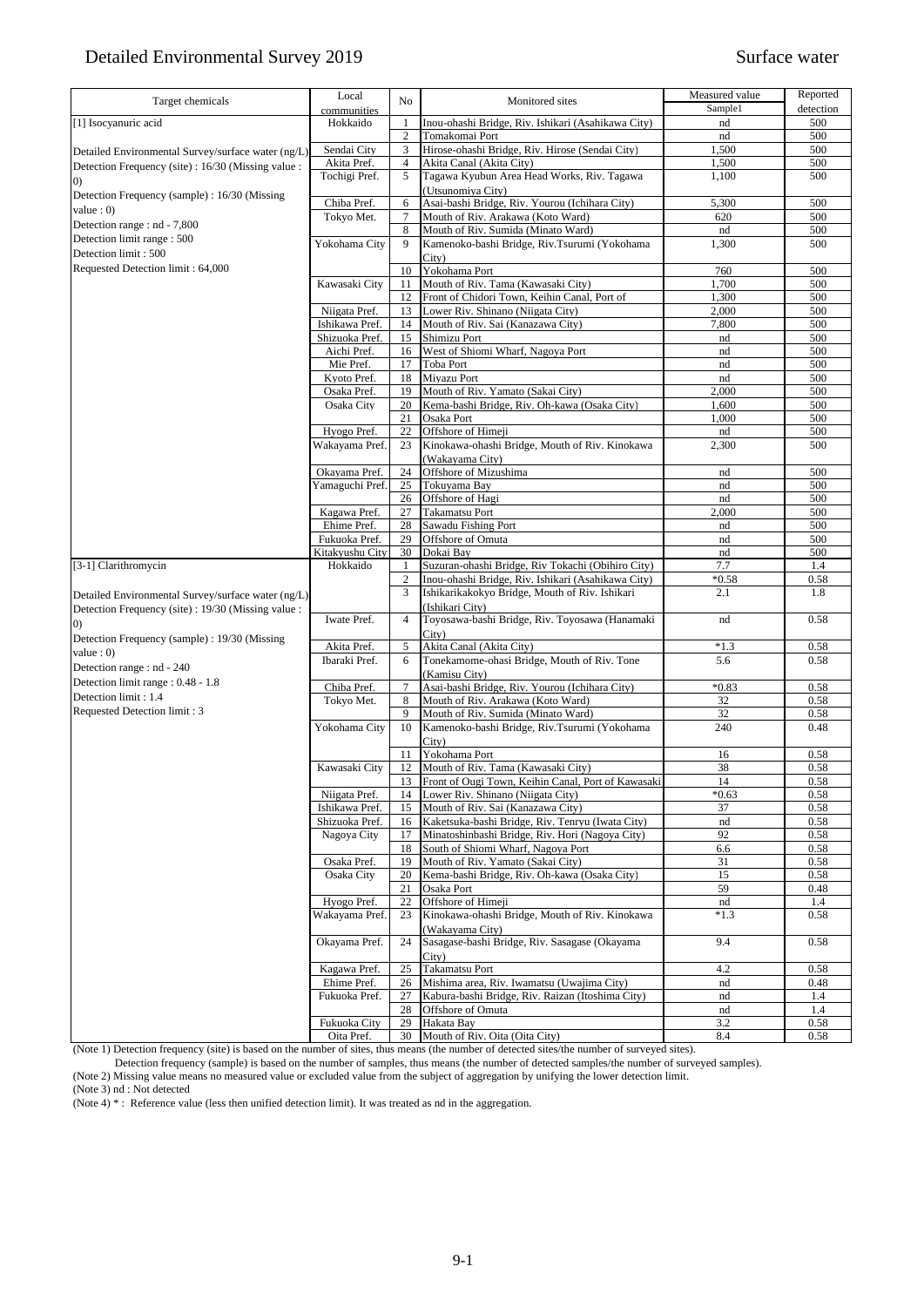# Detailed Environmental Survey 2019

Surface water

| Target chemicals | Local communities | No | Monitored sites | Measured value Sample1 | Reported detection |
|---|---|---|---|---|---|
| [1] Isocyanuric acid | Hokkaido | 1 | Inou-ohashi Bridge, Riv. Ishikari (Asahikawa City) | nd | 500 |
| | | 2 | Tomakomai Port | nd | 500 |
| Detailed Environmental Survey/surface water (ng/L) | Sendai City | 3 | Hirose-ohashi Bridge, Riv. Hirose (Sendai City) | 1,500 | 500 |
| Detection Frequency (site) : 16/30 (Missing value : 0) | Akita Pref. | 4 | Akita Canal (Akita City) | 1,500 | 500 |
| Detection Frequency (sample) : 16/30 (Missing value : 0) | Tochigi Pref. | 5 | Tagawa Kyubun Area Head Works, Riv. Tagawa (Utsunomiya City) | 1,100 | 500 |
| Detection range : nd - 7,800 | Chiba Pref. | 6 | Asai-bashi Bridge, Riv. Yourou (Ichihara City) | 5,300 | 500 |
| Detection limit range : 500 | Tokyo Met. | 7 | Mouth of Riv. Arakawa (Koto Ward) | 620 | 500 |
| Detection limit : 500 | | 8 | Mouth of Riv. Sumida (Minato Ward) | nd | 500 |
| Requested Detection limit : 64,000 | Yokohama City | 9 | Kamenoko-bashi Bridge, Riv.Tsurumi (Yokohama City) | 1,300 | 500 |
| | | 10 | Yokohama Port | 760 | 500 |
| | Kawasaki City | 11 | Mouth of Riv. Tama (Kawasaki City) | 1,700 | 500 |
| | | 12 | Front of Chidori Town, Keihin Canal, Port of | 1,300 | 500 |
| | Niigata Pref. | 13 | Lower Riv. Shinano (Niigata City) | 2,000 | 500 |
| | Ishikawa Pref. | 14 | Mouth of Riv. Sai (Kanazawa City) | 7,800 | 500 |
| | Shizuoka Pref. | 15 | Shimizu Port | nd | 500 |
| | Aichi Pref. | 16 | West of Shiomi Wharf, Nagoya Port | nd | 500 |
| | Mie Pref. | 17 | Toba Port | nd | 500 |
| | Kyoto Pref. | 18 | Miyazu Port | nd | 500 |
| | Osaka Pref. | 19 | Mouth of Riv. Yamato (Sakai City) | 2,000 | 500 |
| | Osaka City | 20 | Kema-bashi Bridge, Riv. Oh-kawa (Osaka City) | 1,600 | 500 |
| | | 21 | Osaka Port | 1,000 | 500 |
| | Hyogo Pref. | 22 | Offshore of Himeji | nd | 500 |
| | Wakayama Pref. | 23 | Kinokawa-ohashi Bridge, Mouth of Riv. Kinokawa (Wakayama City) | 2,300 | 500 |
| | Okayama Pref. | 24 | Offshore of Mizushima | nd | 500 |
| | Yamaguchi Pref. | 25 | Tokuyama Bay | nd | 500 |
| | | 26 | Offshore of Hagi | nd | 500 |
| | Kagawa Pref. | 27 | Takamatsu Port | 2,000 | 500 |
| | Ehime Pref. | 28 | Sawadu Fishing Port | nd | 500 |
| | Fukuoka Pref. | 29 | Offshore of Omuta | nd | 500 |
| | Kitakyushu City | 30 | Dokai Bay | nd | 500 |
| [3-1] Clarithromycin | Hokkaido | 1 | Suzuran-ohashi Bridge, Riv Tokachi (Obihiro City) | 7.7 | 1.4 |
| | | 2 | Inou-ohashi Bridge, Riv. Ishikari (Asahikawa City) | *0.58 | 0.58 |
| Detailed Environmental Survey/surface water (ng/L) | | 3 | Ishikarikakokyo Bridge, Mouth of Riv. Ishikari (Ishikari City) | 2.1 | 1.8 |
| Detection Frequency (site) : 19/30 (Missing value : 0) | Iwate Pref. | 4 | Toyosawa-bashi Bridge, Riv. Toyosawa (Hanamaki City) | nd | 0.58 |
| Detection Frequency (sample) : 19/30 (Missing value : 0) | Akita Pref. | 5 | Akita Canal (Akita City) | *1.3 | 0.58 |
| Detection range : nd - 240 | Ibaraki Pref. | 6 | Tonekamome-ohasi Bridge, Mouth of Riv. Tone (Kamisu City) | 5.6 | 0.58 |
| Detection limit range : 0.48 - 1.8 | Chiba Pref. | 7 | Asai-bashi Bridge, Riv. Yourou (Ichihara City) | *0.83 | 0.58 |
| Detection limit : 1.4 | Tokyo Met. | 8 | Mouth of Riv. Arakawa (Koto Ward) | 32 | 0.58 |
| Requested Detection limit : 3 | | 9 | Mouth of Riv. Sumida (Minato Ward) | 32 | 0.58 |
| | Yokohama City | 10 | Kamenoko-bashi Bridge, Riv.Tsurumi (Yokohama City) | 240 | 0.48 |
| | | 11 | Yokohama Port | 16 | 0.58 |
| | Kawasaki City | 12 | Mouth of Riv. Tama (Kawasaki City) | 38 | 0.58 |
| | | 13 | Front of Ougi Town, Keihin Canal, Port of Kawasaki | 14 | 0.58 |
| | Niigata Pref. | 14 | Lower Riv. Shinano (Niigata City) | *0.63 | 0.58 |
| | Ishikawa Pref. | 15 | Mouth of Riv. Sai (Kanazawa City) | 37 | 0.58 |
| | Shizuoka Pref. | 16 | Kaketsuka-bashi Bridge, Riv. Tenryu (Iwata City) | nd | 0.58 |
| | Nagoya City | 17 | Minatoshinbashi Bridge, Riv. Hori (Nagoya City) | 92 | 0.58 |
| | | 18 | South of Shiomi Wharf, Nagoya Port | 6.6 | 0.58 |
| | Osaka Pref. | 19 | Mouth of Riv. Yamato (Sakai City) | 31 | 0.58 |
| | Osaka City | 20 | Kema-bashi Bridge, Riv. Oh-kawa (Osaka City) | 15 | 0.58 |
| | | 21 | Osaka Port | 59 | 0.48 |
| | Hyogo Pref. | 22 | Offshore of Himeji | nd | 1.4 |
| | Wakayama Pref. | 23 | Kinokawa-ohashi Bridge, Mouth of Riv. Kinokawa (Wakayama City) | *1.3 | 0.58 |
| | Okayama Pref. | 24 | Sasagase-bashi Bridge, Riv. Sasagase (Okayama City) | 9.4 | 0.58 |
| | Kagawa Pref. | 25 | Takamatsu Port | 4.2 | 0.58 |
| | Ehime Pref. | 26 | Mishima area, Riv. Iwamatsu (Uwajima City) | nd | 0.48 |
| | Fukuoka Pref. | 27 | Kabura-bashi Bridge, Riv. Raizan (Itoshima City) | nd | 1.4 |
| | | 28 | Offshore of Omuta | nd | 1.4 |
| | Fukuoka City | 29 | Hakata Bay | 3.2 | 0.58 |
| | Oita Pref. | 30 | Mouth of Riv. Oita (Oita City) | 8.4 | 0.58 |

(Note 1) Detection frequency (site) is based on the number of sites, thus means (the number of detected sites/the number of surveyed sites).

Detection frequency (sample) is based on the number of samples, thus means (the number of detected samples/the number of surveyed samples).

(Note 2) Missing value means no measured value or excluded value from the subject of aggregation by unifying the lower detection limit.

(Note 3) nd : Not detected

(Note 4) * : Reference value (less then unified detection limit). It was treated as nd in the aggregation.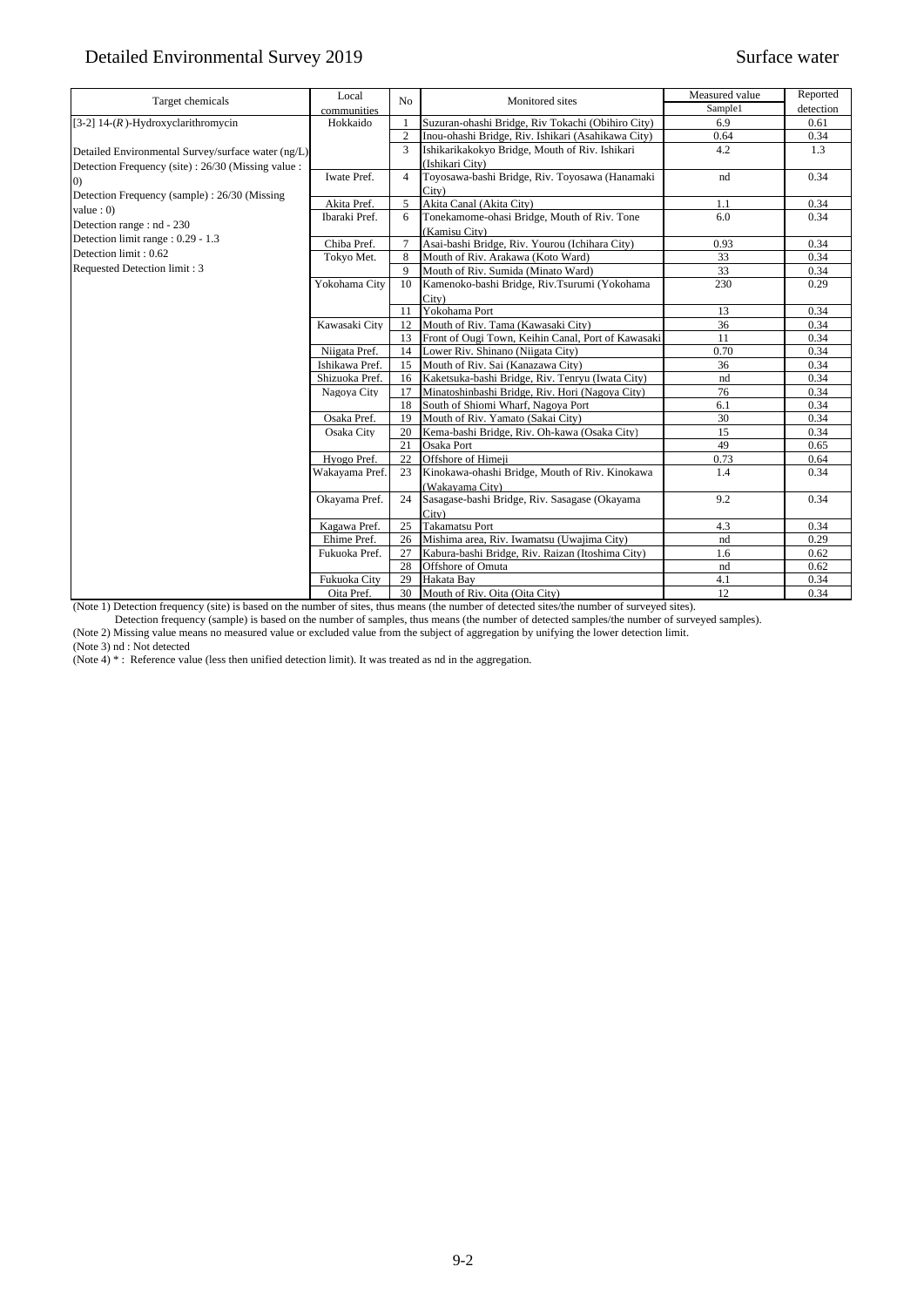Detailed Environmental Survey 2019 — Surface water

| Target chemicals | Local communities | No | Monitored sites | Measured value Sample1 | Reported detection |
|---|---|---|---|---|---|
| [3-2] 14-(*R*)-Hydroxyclarithromycin | Hokkaido | 1 | Suzuran-ohashi Bridge, Riv Tokachi (Obihiro City) | 6.9 | 0.61 |
| | | 2 | Inou-ohashi Bridge, Riv. Ishikari (Asahikawa City) | 0.64 | 0.34 |
| Detailed Environmental Survey/surface water (ng/L) | | 3 | Ishikarikakokyo Bridge, Mouth of Riv. Ishikari (Ishikari City) | 4.2 | 1.3 |
| Detection Frequency (site) : 26/30 (Missing value : 0) | Iwate Pref. | 4 | Toyosawa-bashi Bridge, Riv. Toyosawa (Hanamaki City) | nd | 0.34 |
| Detection Frequency (sample) : 26/30 (Missing value : 0) | Akita Pref. | 5 | Akita Canal (Akita City) | 1.1 | 0.34 |
| Detection range : nd - 230 | Ibaraki Pref. | 6 | Tonekamome-ohasi Bridge, Mouth of Riv. Tone (Kamisu City) | 6.0 | 0.34 |
| Detection limit range : 0.29 - 1.3 | Chiba Pref. | 7 | Asai-bashi Bridge, Riv. Yourou (Ichihara City) | 0.93 | 0.34 |
| Detection limit : 0.62 | Tokyo Met. | 8 | Mouth of Riv. Arakawa (Koto Ward) | 33 | 0.34 |
| Requested Detection limit : 3 | | 9 | Mouth of Riv. Sumida (Minato Ward) | 33 | 0.34 |
| | Yokohama City | 10 | Kamenoko-bashi Bridge, Riv.Tsurumi (Yokohama City) | 230 | 0.29 |
| | | 11 | Yokohama Port | 13 | 0.34 |
| | Kawasaki City | 12 | Mouth of Riv. Tama (Kawasaki City) | 36 | 0.34 |
| | | 13 | Front of Ougi Town, Keihin Canal, Port of Kawasaki | 11 | 0.34 |
| | Niigata Pref. | 14 | Lower Riv. Shinano (Niigata City) | 0.70 | 0.34 |
| | Ishikawa Pref. | 15 | Mouth of Riv. Sai (Kanazawa City) | 36 | 0.34 |
| | Shizuoka Pref. | 16 | Kaketsuka-bashi Bridge, Riv. Tenryu (Iwata City) | nd | 0.34 |
| | Nagoya City | 17 | Minatoshinbashi Bridge, Riv. Hori (Nagoya City) | 76 | 0.34 |
| | | 18 | South of Shiomi Wharf, Nagoya Port | 6.1 | 0.34 |
| | Osaka Pref. | 19 | Mouth of Riv. Yamato (Sakai City) | 30 | 0.34 |
| | Osaka City | 20 | Kema-bashi Bridge, Riv. Oh-kawa (Osaka City) | 15 | 0.34 |
| | | 21 | Osaka Port | 49 | 0.65 |
| | Hyogo Pref. | 22 | Offshore of Himeji | 0.73 | 0.64 |
| | Wakayama Pref. | 23 | Kinokawa-ohashi Bridge, Mouth of Riv. Kinokawa (Wakayama City) | 1.4 | 0.34 |
| | Okayama Pref. | 24 | Sasagase-bashi Bridge, Riv. Sasagase (Okayama City) | 9.2 | 0.34 |
| | Kagawa Pref. | 25 | Takamatsu Port | 4.3 | 0.34 |
| | Ehime Pref. | 26 | Mishima area, Riv. Iwamatsu (Uwajima City) | nd | 0.29 |
| | Fukuoka Pref. | 27 | Kabura-bashi Bridge, Riv. Raizan (Itoshima City) | 1.6 | 0.62 |
| | | 28 | Offshore of Omuta | nd | 0.62 |
| | Fukuoka City | 29 | Hakata Bay | 4.1 | 0.34 |
| | Oita Pref. | 30 | Mouth of Riv. Oita (Oita City) | 12 | 0.34 |

(Note 1) Detection frequency (site) is based on the number of sites, thus means (the number of detected sites/the number of surveyed sites).
Detection frequency (sample) is based on the number of samples, thus means (the number of detected samples/the number of surveyed samples).

(Note 2) Missing value means no measured value or excluded value from the subject of aggregation by unifying the lower detection limit.

(Note 3) nd : Not detected

(Note 4) * : Reference value (less then unified detection limit). It was treated as nd in the aggregation.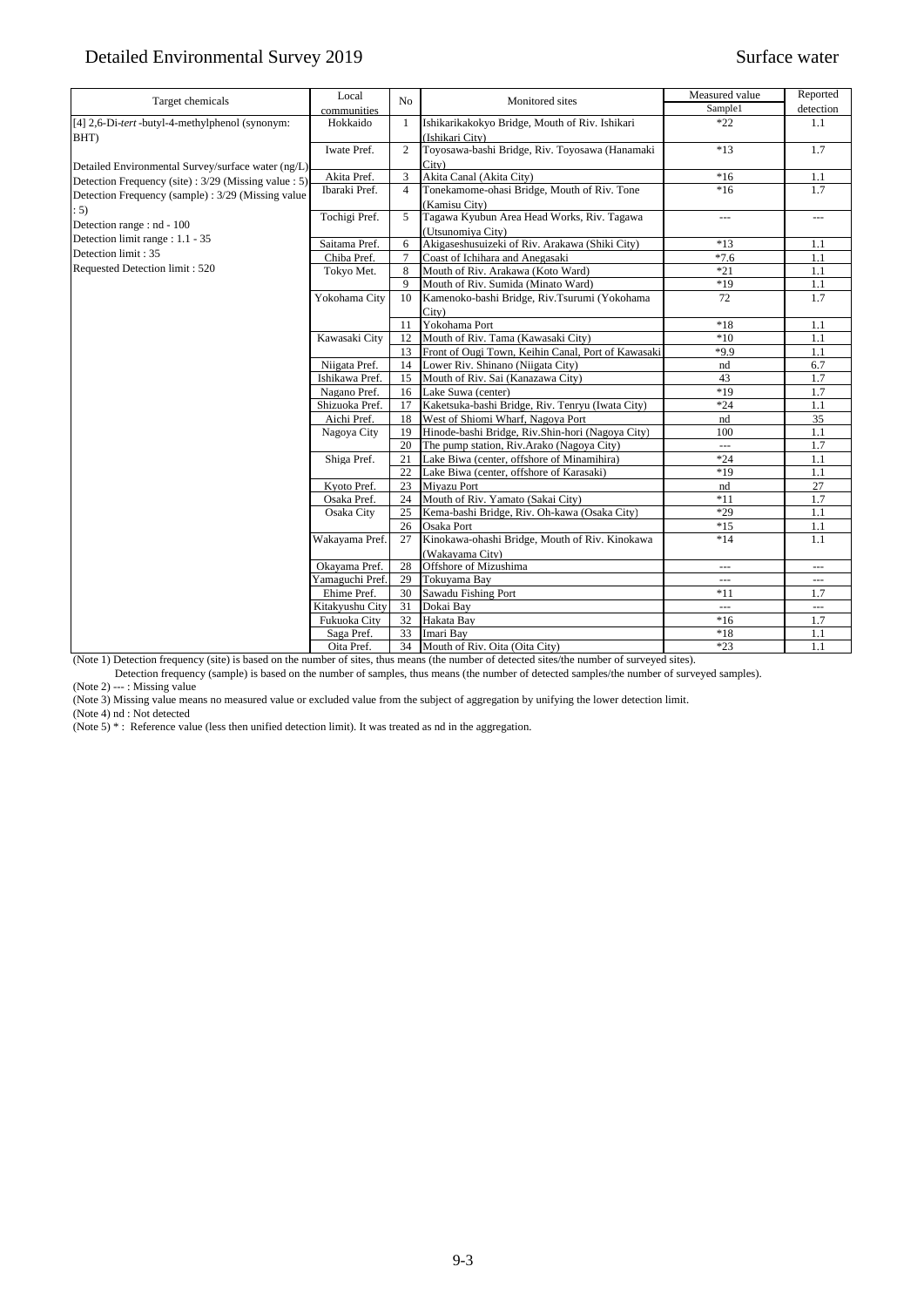# Detailed Environmental Survey 2019

Surface water

| Target chemicals | Local communities | No | Monitored sites | Measured value | Reported detection |
|---|---|---|---|---|---|
| | | | | Sample1 | |
| [4] 2,6-Di-*tert*-butyl-4-methylphenol (synonym: BHT) | Hokkaido | 1 | Ishikarikakokyo Bridge, Mouth of Riv. Ishikari (Ishikari City) | *22 | 1.1 |
| | Iwate Pref. | 2 | Toyosawa-bashi Bridge, Riv. Toyosawa (Hanamaki City) | *13 | 1.7 |
| Detailed Environmental Survey/surface water (ng/L) | Akita Pref. | 3 | Akita Canal (Akita City) | *16 | 1.1 |
| Detection Frequency (site) : 3/29 (Missing value : 5) | Ibaraki Pref. | 4 | Tonekamome-ohasi Bridge, Mouth of Riv. Tone (Kamisu City) | *16 | 1.7 |
| Detection Frequency (sample) : 3/29 (Missing value : 5) | Tochigi Pref. | 5 | Tagawa Kyubun Area Head Works, Riv. Tagawa (Utsunomiya City) | --- | --- |
| Detection range : nd - 100 | Saitama Pref. | 6 | Akigaseshusuizeki of Riv. Arakawa (Shiki City) | *13 | 1.1 |
| Detection limit range : 1.1 - 35 | Chiba Pref. | 7 | Coast of Ichihara and Anegasaki | *7.6 | 1.1 |
| Detection limit : 35 | Tokyo Met. | 8 | Mouth of Riv. Arakawa (Koto Ward) | *21 | 1.1 |
| Requested Detection limit : 520 | | 9 | Mouth of Riv. Sumida (Minato Ward) | *19 | 1.1 |
| | Yokohama City | 10 | Kamenoko-bashi Bridge, Riv.Tsurumi (Yokohama City) | 72 | 1.7 |
| | | 11 | Yokohama Port | *18 | 1.1 |
| | Kawasaki City | 12 | Mouth of Riv. Tama (Kawasaki City) | *10 | 1.1 |
| | | 13 | Front of Ougi Town, Keihin Canal, Port of Kawasaki | *9.9 | 1.1 |
| | Niigata Pref. | 14 | Lower Riv. Shinano (Niigata City) | nd | 6.7 |
| | Ishikawa Pref. | 15 | Mouth of Riv. Sai (Kanazawa City) | 43 | 1.7 |
| | Nagano Pref. | 16 | Lake Suwa (center) | *19 | 1.7 |
| | Shizuoka Pref. | 17 | Kaketsuka-bashi Bridge, Riv. Tenryu (Iwata City) | *24 | 1.1 |
| | Aichi Pref. | 18 | West of Shiomi Wharf, Nagoya Port | nd | 35 |
| | Nagoya City | 19 | Hinode-bashi Bridge, Riv.Shin-hori (Nagoya City) | 100 | 1.1 |
| | | 20 | The pump station, Riv.Arako (Nagoya City) | --- | 1.7 |
| | Shiga Pref. | 21 | Lake Biwa (center, offshore of Minamihira) | *24 | 1.1 |
| | | 22 | Lake Biwa (center, offshore of Karasaki) | *19 | 1.1 |
| | Kyoto Pref. | 23 | Miyazu Port | nd | 27 |
| | Osaka Pref. | 24 | Mouth of Riv. Yamato (Sakai City) | *11 | 1.7 |
| | Osaka City | 25 | Kema-bashi Bridge, Riv. Oh-kawa (Osaka City) | *29 | 1.1 |
| | | 26 | Osaka Port | *15 | 1.1 |
| | Wakayama Pref. | 27 | Kinokawa-ohashi Bridge, Mouth of Riv. Kinokawa (Wakayama City) | *14 | 1.1 |
| | Okayama Pref. | 28 | Offshore of Mizushima | --- | --- |
| | Yamaguchi Pref. | 29 | Tokuyama Bay | --- | --- |
| | Ehime Pref. | 30 | Sawadu Fishing Port | *11 | 1.7 |
| | Kitakyushu City | 31 | Dokai Bay | --- | --- |
| | Fukuoka City | 32 | Hakata Bay | *16 | 1.7 |
| | Saga Pref. | 33 | Imari Bay | *18 | 1.1 |
| | Oita Pref. | 34 | Mouth of Riv. Oita (Oita City) | *23 | 1.1 |

(Note 1) Detection frequency (site) is based on the number of sites, thus means (the number of detected sites/the number of surveyed sites).
Detection frequency (sample) is based on the number of samples, thus means (the number of detected samples/the number of surveyed samples).

(Note 2) --- : Missing value

(Note 3) Missing value means no measured value or excluded value from the subject of aggregation by unifying the lower detection limit.

(Note 4) nd : Not detected

(Note 5) * : Reference value (less then unified detection limit). It was treated as nd in the aggregation.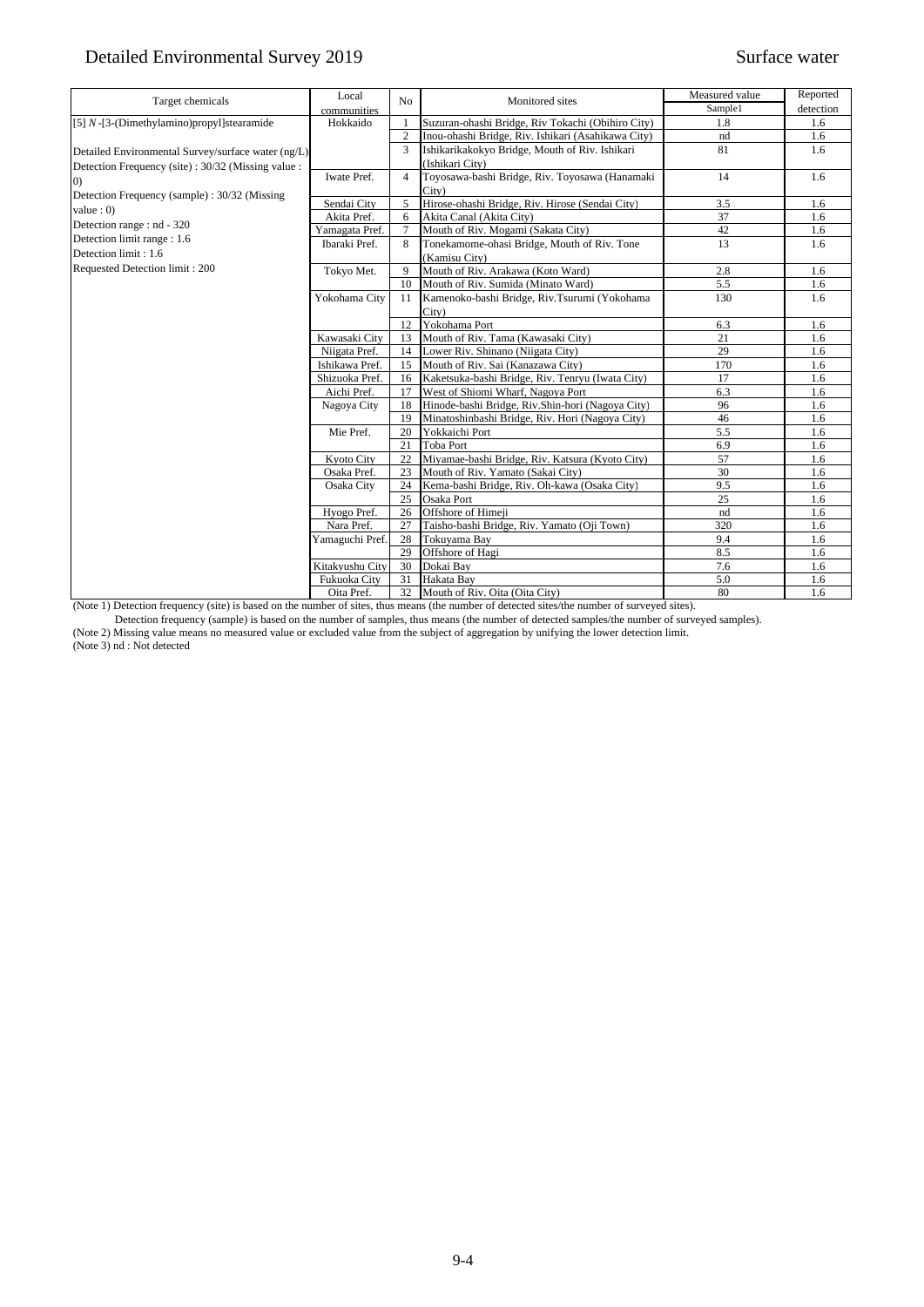# Detailed Environmental Survey 2019

Surface water

| Target chemicals | Local communities | No | Monitored sites | Measured value | Reported |
|---|---|---|---|---|---|
| | | | | Sample1 | detection |
| [5] *N*-[3-(Dimethylamino)propyl]stearamide | Hokkaido | 1 | Suzuran-ohashi Bridge, Riv Tokachi (Obihiro City) | 1.8 | 1.6 |
| | | 2 | Inou-ohashi Bridge, Riv. Ishikari (Asahikawa City) | nd | 1.6 |
| Detailed Environmental Survey/surface water (ng/L) | | 3 | Ishikarikakokyo Bridge, Mouth of Riv. Ishikari (Ishikari City) | 81 | 1.6 |
| Detection Frequency (site) : 30/32 (Missing value : 0) | Iwate Pref. | 4 | Toyosawa-bashi Bridge, Riv. Toyosawa (Hanamaki City) | 14 | 1.6 |
| Detection Frequency (sample) : 30/32 (Missing value : 0) | Sendai City | 5 | Hirose-ohashi Bridge, Riv. Hirose (Sendai City) | 3.5 | 1.6 |
| Detection range : nd - 320 | Akita Pref. | 6 | Akita Canal (Akita City) | 37 | 1.6 |
| Detection limit range : 1.6 | Yamagata Pref. | 7 | Mouth of Riv. Mogami (Sakata City) | 42 | 1.6 |
| Detection limit : 1.6 | Ibaraki Pref. | 8 | Tonekamome-ohasi Bridge, Mouth of Riv. Tone (Kamisu City) | 13 | 1.6 |
| Requested Detection limit : 200 | Tokyo Met. | 9 | Mouth of Riv. Arakawa (Koto Ward) | 2.8 | 1.6 |
| | | 10 | Mouth of Riv. Sumida (Minato Ward) | 5.5 | 1.6 |
| | Yokohama City | 11 | Kamenoko-bashi Bridge, Riv.Tsurumi (Yokohama City) | 130 | 1.6 |
| | | 12 | Yokohama Port | 6.3 | 1.6 |
| | Kawasaki City | 13 | Mouth of Riv. Tama (Kawasaki City) | 21 | 1.6 |
| | Niigata Pref. | 14 | Lower Riv. Shinano (Niigata City) | 29 | 1.6 |
| | Ishikawa Pref. | 15 | Mouth of Riv. Sai (Kanazawa City) | 170 | 1.6 |
| | Shizuoka Pref. | 16 | Kaketsuka-bashi Bridge, Riv. Tenryu (Iwata City) | 17 | 1.6 |
| | Aichi Pref. | 17 | West of Shiomi Wharf, Nagoya Port | 6.3 | 1.6 |
| | Nagoya City | 18 | Hinode-bashi Bridge, Riv.Shin-hori (Nagoya City) | 96 | 1.6 |
| | | 19 | Minatoshinbashi Bridge, Riv. Hori (Nagoya City) | 46 | 1.6 |
| | Mie Pref. | 20 | Yokkaichi Port | 5.5 | 1.6 |
| | | 21 | Toba Port | 6.9 | 1.6 |
| | Kyoto City | 22 | Miyamae-bashi Bridge, Riv. Katsura (Kyoto City) | 57 | 1.6 |
| | Osaka Pref. | 23 | Mouth of Riv. Yamato (Sakai City) | 30 | 1.6 |
| | Osaka City | 24 | Kema-bashi Bridge, Riv. Oh-kawa (Osaka City) | 9.5 | 1.6 |
| | | 25 | Osaka Port | 25 | 1.6 |
| | Hyogo Pref. | 26 | Offshore of Himeji | nd | 1.6 |
| | Nara Pref. | 27 | Taisho-bashi Bridge, Riv. Yamato (Oji Town) | 320 | 1.6 |
| | Yamaguchi Pref. | 28 | Tokuyama Bay | 9.4 | 1.6 |
| | | 29 | Offshore of Hagi | 8.5 | 1.6 |
| | Kitakyushu City | 30 | Dokai Bay | 7.6 | 1.6 |
| | Fukuoka City | 31 | Hakata Bay | 5.0 | 1.6 |
| | Oita Pref. | 32 | Mouth of Riv. Oita (Oita City) | 80 | 1.6 |

(Note 1) Detection frequency (site) is based on the number of sites, thus means (the number of detected sites/the number of surveyed sites).

Detection frequency (sample) is based on the number of samples, thus means (the number of detected samples/the number of surveyed samples).

(Note 2) Missing value means no measured value or excluded value from the subject of aggregation by unifying the lower detection limit.

(Note 3) nd : Not detected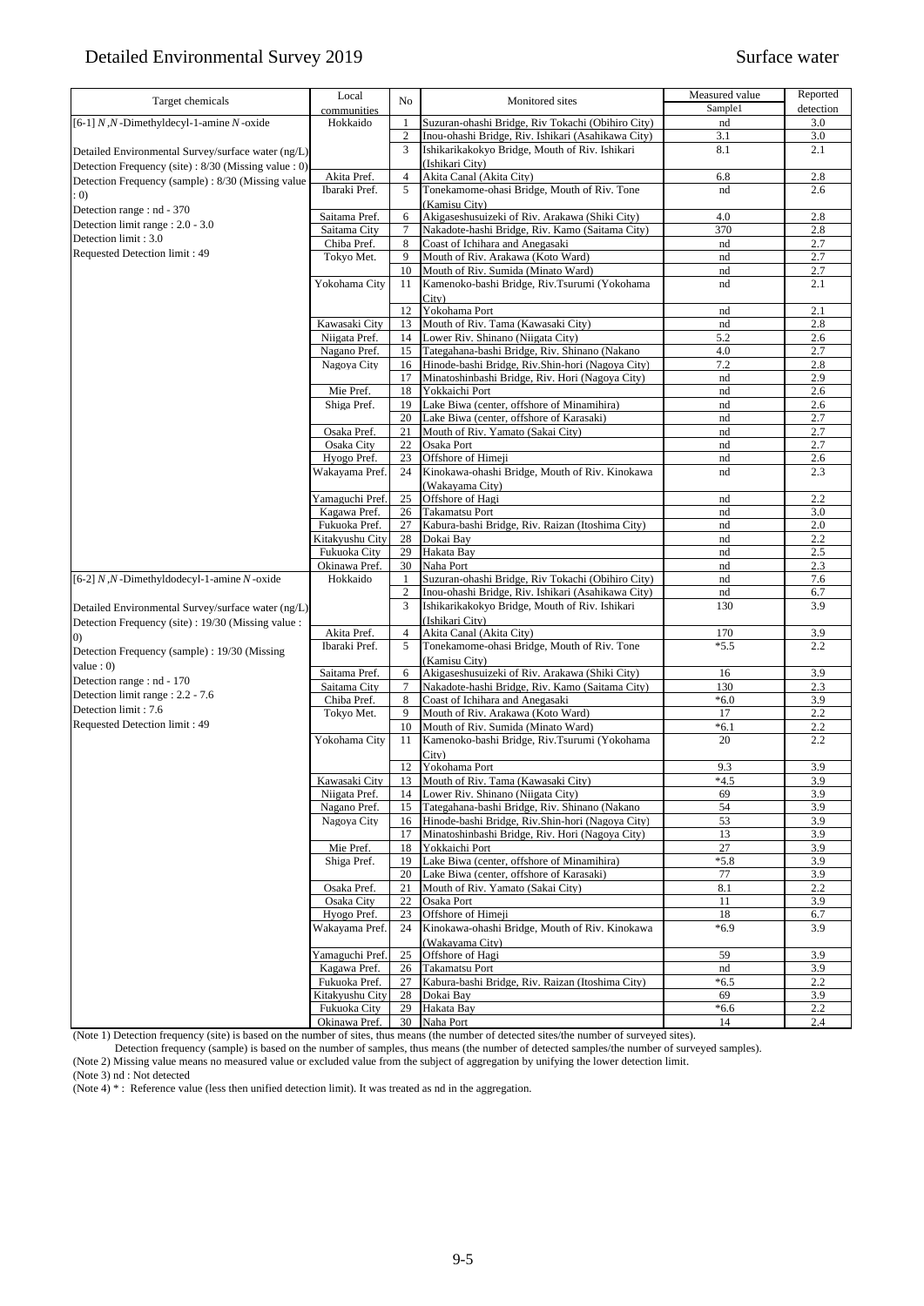# Detailed Environmental Survey 2019

Surface water

| Target chemicals | Local communities | No | Monitored sites | Measured value Sample1 | Reported detection |
|---|---|---|---|---|---|
| [6-1] *N*,*N*-Dimethyldecyl-1-amine *N*-oxide | Hokkaido | 1 | Suzuran-ohashi Bridge, Riv Tokachi (Obihiro City) | nd | 3.0 |
| | | 2 | Inou-ohashi Bridge, Riv. Ishikari (Asahikawa City) | 3.1 | 3.0 |
| Detailed Environmental Survey/surface water (ng/L) | | 3 | Ishikarikakokyo Bridge, Mouth of Riv. Ishikari (Ishikari City) | 8.1 | 2.1 |
| Detection Frequency (site) : 8/30 (Missing value : 0) | Akita Pref. | 4 | Akita Canal (Akita City) | 6.8 | 2.8 |
| Detection Frequency (sample) : 8/30 (Missing value : 0) | Ibaraki Pref. | 5 | Tonekamome-ohasi Bridge, Mouth of Riv. Tone (Kamisu City) | nd | 2.6 |
| Detection range : nd - 370 | Saitama Pref. | 6 | Akigaseshusuizeki of Riv. Arakawa (Shiki City) | 4.0 | 2.8 |
| Detection limit range : 2.0 - 3.0 | Saitama City | 7 | Nakadote-hashi Bridge, Riv. Kamo (Saitama City) | 370 | 2.8 |
| Detection limit : 3.0 | Chiba Pref. | 8 | Coast of Ichihara and Anegasaki | nd | 2.7 |
| Requested Detection limit : 49 | Tokyo Met. | 9 | Mouth of Riv. Arakawa (Koto Ward) | nd | 2.7 |
| | | 10 | Mouth of Riv. Sumida (Minato Ward) | nd | 2.7 |
| | Yokohama City | 11 | Kamenoko-bashi Bridge, Riv.Tsurumi (Yokohama City) | nd | 2.1 |
| | | 12 | Yokohama Port | nd | 2.1 |
| | Kawasaki City | 13 | Mouth of Riv. Tama (Kawasaki City) | nd | 2.8 |
| | Niigata Pref. | 14 | Lower Riv. Shinano (Niigata City) | 5.2 | 2.6 |
| | Nagano Pref. | 15 | Tategahana-bashi Bridge, Riv. Shinano (Nakano | 4.0 | 2.7 |
| | Nagoya City | 16 | Hinode-bashi Bridge, Riv.Shin-hori (Nagoya City) | 7.2 | 2.8 |
| | | 17 | Minatoshinbashi Bridge, Riv. Hori (Nagoya City) | nd | 2.9 |
| | Mie Pref. | 18 | Yokkaichi Port | nd | 2.6 |
| | Shiga Pref. | 19 | Lake Biwa (center, offshore of Minamihira) | nd | 2.6 |
| | | 20 | Lake Biwa (center, offshore of Karasaki) | nd | 2.7 |
| | Osaka Pref. | 21 | Mouth of Riv. Yamato (Sakai City) | nd | 2.7 |
| | Osaka City | 22 | Osaka Port | nd | 2.7 |
| | Hyogo Pref. | 23 | Offshore of Himeji | nd | 2.6 |
| | Wakayama Pref. | 24 | Kinokawa-ohashi Bridge, Mouth of Riv. Kinokawa (Wakayama City) | nd | 2.3 |
| | Yamaguchi Pref. | 25 | Offshore of Hagi | nd | 2.2 |
| | Kagawa Pref. | 26 | Takamatsu Port | nd | 3.0 |
| | Fukuoka Pref. | 27 | Kabura-bashi Bridge, Riv. Raizan (Itoshima City) | nd | 2.0 |
| | Kitakyushu City | 28 | Dokai Bay | nd | 2.2 |
| | Fukuoka City | 29 | Hakata Bay | nd | 2.5 |
| | Okinawa Pref. | 30 | Naha Port | nd | 2.3 |
| [6-2] *N*,*N*-Dimethyldodecyl-1-amine *N*-oxide | Hokkaido | 1 | Suzuran-ohashi Bridge, Riv Tokachi (Obihiro City) | nd | 7.6 |
| | | 2 | Inou-ohashi Bridge, Riv. Ishikari (Asahikawa City) | nd | 6.7 |
| Detailed Environmental Survey/surface water (ng/L) | | 3 | Ishikarikakokyo Bridge, Mouth of Riv. Ishikari (Ishikari City) | 130 | 3.9 |
| Detection Frequency (site) : 19/30 (Missing value : 0) | Akita Pref. | 4 | Akita Canal (Akita City) | 170 | 3.9 |
| Detection Frequency (sample) : 19/30 (Missing value : 0) | Ibaraki Pref. | 5 | Tonekamome-ohasi Bridge, Mouth of Riv. Tone (Kamisu City) | *5.5 | 2.2 |
| Detection range : nd - 170 | Saitama Pref. | 6 | Akigaseshusuizeki of Riv. Arakawa (Shiki City) | 16 | 3.9 |
| Detection limit range : 2.2 - 7.6 | Saitama City | 7 | Nakadote-hashi Bridge, Riv. Kamo (Saitama City) | 130 | 2.3 |
| Detection limit : 7.6 | Chiba Pref. | 8 | Coast of Ichihara and Anegasaki | *6.0 | 3.9 |
| Requested Detection limit : 49 | Tokyo Met. | 9 | Mouth of Riv. Arakawa (Koto Ward) | 17 | 2.2 |
| | | 10 | Mouth of Riv. Sumida (Minato Ward) | *6.1 | 2.2 |
| | Yokohama City | 11 | Kamenoko-bashi Bridge, Riv.Tsurumi (Yokohama City) | 20 | 2.2 |
| | | 12 | Yokohama Port | 9.3 | 3.9 |
| | Kawasaki City | 13 | Mouth of Riv. Tama (Kawasaki City) | *4.5 | 3.9 |
| | Niigata Pref. | 14 | Lower Riv. Shinano (Niigata City) | 69 | 3.9 |
| | Nagano Pref. | 15 | Tategahana-bashi Bridge, Riv. Shinano (Nakano | 54 | 3.9 |
| | Nagoya City | 16 | Hinode-bashi Bridge, Riv.Shin-hori (Nagoya City) | 53 | 3.9 |
| | | 17 | Minatoshinbashi Bridge, Riv. Hori (Nagoya City) | 13 | 3.9 |
| | Mie Pref. | 18 | Yokkaichi Port | 27 | 3.9 |
| | Shiga Pref. | 19 | Lake Biwa (center, offshore of Minamihira) | *5.8 | 3.9 |
| | | 20 | Lake Biwa (center, offshore of Karasaki) | 77 | 3.9 |
| | Osaka Pref. | 21 | Mouth of Riv. Yamato (Sakai City) | 8.1 | 2.2 |
| | Osaka City | 22 | Osaka Port | 11 | 3.9 |
| | Hyogo Pref. | 23 | Offshore of Himeji | 18 | 6.7 |
| | Wakayama Pref. | 24 | Kinokawa-ohashi Bridge, Mouth of Riv. Kinokawa (Wakayama City) | *6.9 | 3.9 |
| | Yamaguchi Pref. | 25 | Offshore of Hagi | 59 | 3.9 |
| | Kagawa Pref. | 26 | Takamatsu Port | nd | 3.9 |
| | Fukuoka Pref. | 27 | Kabura-bashi Bridge, Riv. Raizan (Itoshima City) | *6.5 | 2.2 |
| | Kitakyushu City | 28 | Dokai Bay | 69 | 3.9 |
| | Fukuoka City | 29 | Hakata Bay | *6.6 | 2.2 |
| | Okinawa Pref. | 30 | Naha Port | 14 | 2.4 |

(Note 1) Detection frequency (site) is based on the number of sites, thus means (the number of detected sites/the number of surveyed sites).
Detection frequency (sample) is based on the number of samples, thus means (the number of detected samples/the number of surveyed samples).
(Note 2) Missing value means no measured value or excluded value from the subject of aggregation by unifying the lower detection limit.
(Note 3) nd : Not detected
(Note 4) * : Reference value (less then unified detection limit). It was treated as nd in the aggregation.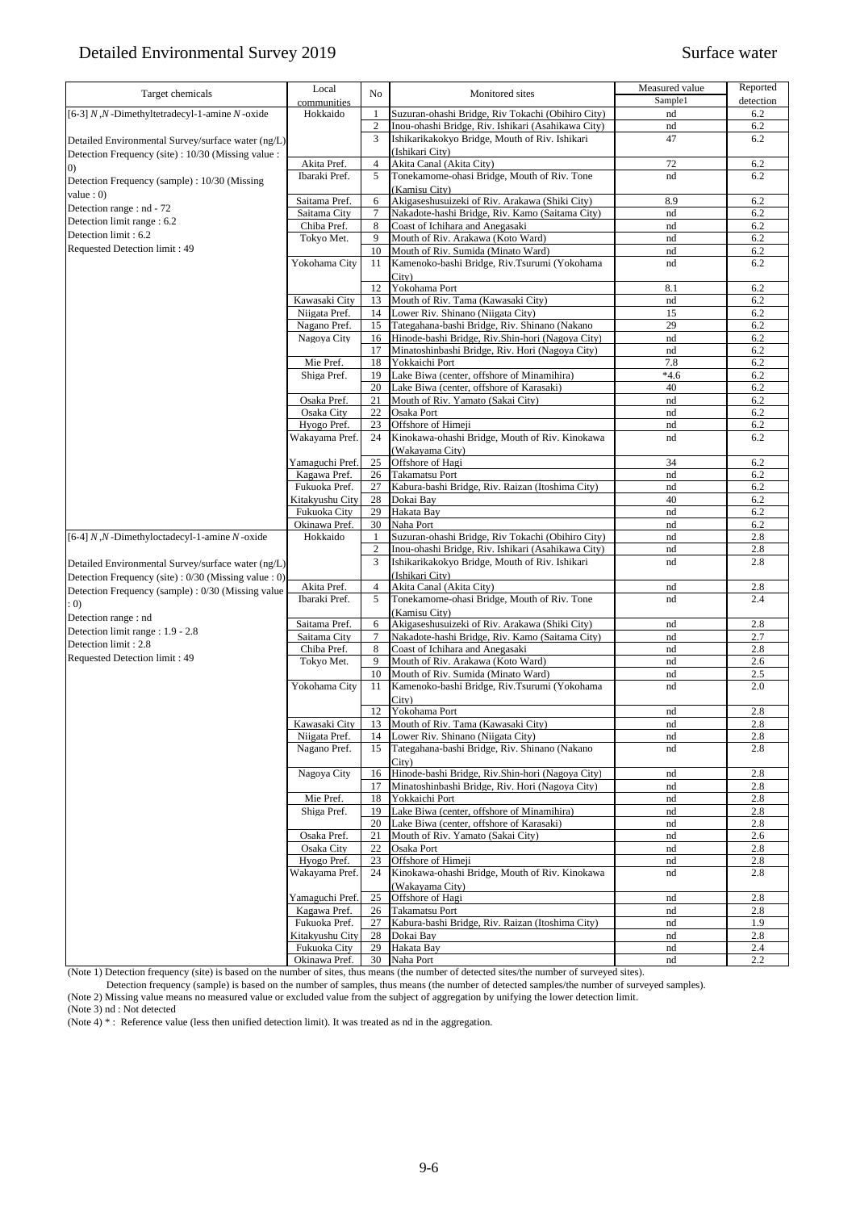# Detailed Environmental Survey 2019

Surface water

| Target chemicals | Local communities | No | Monitored sites | Measured value Sample1 | Reported detection |
|---|---|---|---|---|---|
| [6-3] *N*,*N*-Dimethyltetradecyl-1-amine *N*-oxide | Hokkaido | 1 | Suzuran-ohashi Bridge, Riv Tokachi (Obihiro City) | nd | 6.2 |
| | | 2 | Inou-ohashi Bridge, Riv. Ishikari (Asahikawa City) | nd | 6.2 |
| Detailed Environmental Survey/surface water (ng/L) | | 3 | Ishikarikakokyo Bridge, Mouth of Riv. Ishikari (Ishikari City) | 47 | 6.2 |
| Detection Frequency (site) : 10/30 (Missing value : 0) | Akita Pref. | 4 | Akita Canal (Akita City) | 72 | 6.2 |
| Detection Frequency (sample) : 10/30 (Missing value : 0) | Ibaraki Pref. | 5 | Tonekamome-ohasi Bridge, Mouth of Riv. Tone (Kamisu City) | nd | 6.2 |
| Detection range : nd - 72 | Saitama Pref. | 6 | Akigaseshusuizeki of Riv. Arakawa (Shiki City) | 8.9 | 6.2 |
| Detection limit range : 6.2 | Saitama City | 7 | Nakadote-hashi Bridge, Riv. Kamo (Saitama City) | nd | 6.2 |
| Detection limit : 6.2 | Chiba Pref. | 8 | Coast of Ichihara and Anegasaki | nd | 6.2 |
| Requested Detection limit : 49 | Tokyo Met. | 9 | Mouth of Riv. Arakawa (Koto Ward) | nd | 6.2 |
| | | 10 | Mouth of Riv. Sumida (Minato Ward) | nd | 6.2 |
| | Yokohama City | 11 | Kamenoko-bashi Bridge, Riv.Tsurumi (Yokohama City) | nd | 6.2 |
| | | 12 | Yokohama Port | 8.1 | 6.2 |
| | Kawasaki City | 13 | Mouth of Riv. Tama (Kawasaki City) | nd | 6.2 |
| | Niigata Pref. | 14 | Lower Riv. Shinano (Niigata City) | 15 | 6.2 |
| | Nagano Pref. | 15 | Tategahana-bashi Bridge, Riv. Shinano (Nakano | 29 | 6.2 |
| | Nagoya City | 16 | Hinode-bashi Bridge, Riv.Shin-hori (Nagoya City) | nd | 6.2 |
| | | 17 | Minatoshinbashi Bridge, Riv. Hori (Nagoya City) | nd | 6.2 |
| | Mie Pref. | 18 | Yokkaichi Port | 7.8 | 6.2 |
| | Shiga Pref. | 19 | Lake Biwa (center, offshore of Minamihira) | *4.6 | 6.2 |
| | | 20 | Lake Biwa (center, offshore of Karasaki) | 40 | 6.2 |
| | Osaka Pref. | 21 | Mouth of Riv. Yamato (Sakai City) | nd | 6.2 |
| | Osaka City | 22 | Osaka Port | nd | 6.2 |
| | Hyogo Pref. | 23 | Offshore of Himeji | nd | 6.2 |
| | Wakayama Pref. | 24 | Kinokawa-ohashi Bridge, Mouth of Riv. Kinokawa (Wakayama City) | nd | 6.2 |
| | Yamaguchi Pref. | 25 | Offshore of Hagi | 34 | 6.2 |
| | Kagawa Pref. | 26 | Takamatsu Port | nd | 6.2 |
| | Fukuoka Pref. | 27 | Kabura-bashi Bridge, Riv. Raizan (Itoshima City) | nd | 6.2 |
| | Kitakyushu City | 28 | Dokai Bay | 40 | 6.2 |
| | Fukuoka City | 29 | Hakata Bay | nd | 6.2 |
| | Okinawa Pref. | 30 | Naha Port | nd | 6.2 |
| [6-4] *N*,*N*-Dimethyloctadecyl-1-amine *N*-oxide | Hokkaido | 1 | Suzuran-ohashi Bridge, Riv Tokachi (Obihiro City) | nd | 2.8 |
| | | 2 | Inou-ohashi Bridge, Riv. Ishikari (Asahikawa City) | nd | 2.8 |
| Detailed Environmental Survey/surface water (ng/L) | | 3 | Ishikarikakokyo Bridge, Mouth of Riv. Ishikari (Ishikari City) | nd | 2.8 |
| Detection Frequency (site) : 0/30 (Missing value : 0) | Akita Pref. | 4 | Akita Canal (Akita City) | nd | 2.8 |
| Detection Frequency (sample) : 0/30 (Missing value : 0) | Ibaraki Pref. | 5 | Tonekamome-ohasi Bridge, Mouth of Riv. Tone (Kamisu City) | nd | 2.4 |
| Detection range : nd | Saitama Pref. | 6 | Akigaseshusuizeki of Riv. Arakawa (Shiki City) | nd | 2.8 |
| Detection limit range : 1.9 - 2.8 | Saitama City | 7 | Nakadote-hashi Bridge, Riv. Kamo (Saitama City) | nd | 2.7 |
| Detection limit : 2.8 | Chiba Pref. | 8 | Coast of Ichihara and Anegasaki | nd | 2.8 |
| Requested Detection limit : 49 | Tokyo Met. | 9 | Mouth of Riv. Arakawa (Koto Ward) | nd | 2.6 |
| | | 10 | Mouth of Riv. Sumida (Minato Ward) | nd | 2.5 |
| | Yokohama City | 11 | Kamenoko-bashi Bridge, Riv.Tsurumi (Yokohama City) | nd | 2.0 |
| | | 12 | Yokohama Port | nd | 2.8 |
| | Kawasaki City | 13 | Mouth of Riv. Tama (Kawasaki City) | nd | 2.8 |
| | Niigata Pref. | 14 | Lower Riv. Shinano (Niigata City) | nd | 2.8 |
| | Nagano Pref. | 15 | Tategahana-bashi Bridge, Riv. Shinano (Nakano City) | nd | 2.8 |
| | Nagoya City | 16 | Hinode-bashi Bridge, Riv.Shin-hori (Nagoya City) | nd | 2.8 |
| | | 17 | Minatoshinbashi Bridge, Riv. Hori (Nagoya City) | nd | 2.8 |
| | Mie Pref. | 18 | Yokkaichi Port | nd | 2.8 |
| | Shiga Pref. | 19 | Lake Biwa (center, offshore of Minamihira) | nd | 2.8 |
| | | 20 | Lake Biwa (center, offshore of Karasaki) | nd | 2.8 |
| | Osaka Pref. | 21 | Mouth of Riv. Yamato (Sakai City) | nd | 2.6 |
| | Osaka City | 22 | Osaka Port | nd | 2.8 |
| | Hyogo Pref. | 23 | Offshore of Himeji | nd | 2.8 |
| | Wakayama Pref. | 24 | Kinokawa-ohashi Bridge, Mouth of Riv. Kinokawa (Wakayama City) | nd | 2.8 |
| | Yamaguchi Pref. | 25 | Offshore of Hagi | nd | 2.8 |
| | Kagawa Pref. | 26 | Takamatsu Port | nd | 2.8 |
| | Fukuoka Pref. | 27 | Kabura-bashi Bridge, Riv. Raizan (Itoshima City) | nd | 1.9 |
| | Kitakyushu City | 28 | Dokai Bay | nd | 2.8 |
| | Fukuoka City | 29 | Hakata Bay | nd | 2.4 |
| | Okinawa Pref. | 30 | Naha Port | nd | 2.2 |

(Note 1) Detection frequency (site) is based on the number of sites, thus means (the number of detected sites/the number of surveyed sites).
Detection frequency (sample) is based on the number of samples, thus means (the number of detected samples/the number of surveyed samples).
(Note 2) Missing value means no measured value or excluded value from the subject of aggregation by unifying the lower detection limit.
(Note 3) nd : Not detected
(Note 4) * : Reference value (less then unified detection limit). It was treated as nd in the aggregation.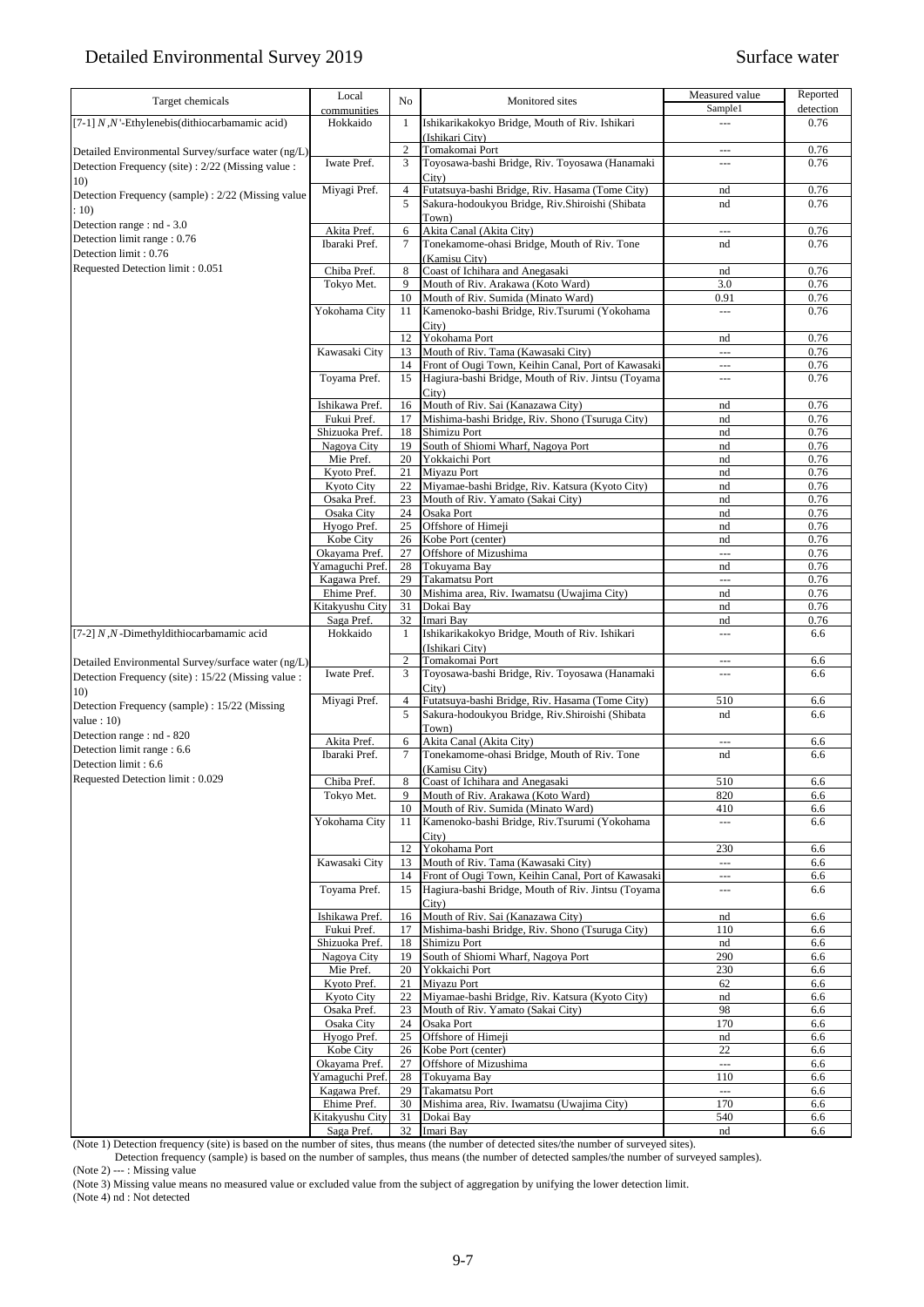# Detailed Environmental Survey 2019

Surface water

| Target chemicals | Local communities | No | Monitored sites | Measured value Sample1 | Reported detection |
|---|---|---|---|---|---|
| [7-1] *N*,*N*'-Ethylenebis(dithiocarbamamic acid) | Hokkaido | 1 | Ishikarikakokyo Bridge, Mouth of Riv. Ishikari (Ishikari City) | --- | 0.76 |
| Detailed Environmental Survey/surface water (ng/L) | | 2 | Tomakomai Port | --- | 0.76 |
| Detection Frequency (site) : 2/22 (Missing value : 10) | Iwate Pref. | 3 | Toyosawa-bashi Bridge, Riv. Toyosawa (Hanamaki City) | --- | 0.76 |
| Detection Frequency (sample) : 2/22 (Missing value : 10) | Miyagi Pref. | 4 | Futatsuya-bashi Bridge, Riv. Hasama (Tome City) | nd | 0.76 |
| | | 5 | Sakura-hodoukyou Bridge, Riv.Shiroishi (Shibata Town) | nd | 0.76 |
| Detection range : nd - 3.0 | Akita Pref. | 6 | Akita Canal (Akita City) | --- | 0.76 |
| Detection limit range : 0.76 | Ibaraki Pref. | 7 | Tonekamome-ohasi Bridge, Mouth of Riv. Tone (Kamisu City) | nd | 0.76 |
| Detection limit : 0.76 | | | | | |
| Requested Detection limit : 0.051 | Chiba Pref. | 8 | Coast of Ichihara and Anegasaki | nd | 0.76 |
| | Tokyo Met. | 9 | Mouth of Riv. Arakawa (Koto Ward) | 3.0 | 0.76 |
| | | 10 | Mouth of Riv. Sumida (Minato Ward) | 0.91 | 0.76 |
| | Yokohama City | 11 | Kamenoko-bashi Bridge, Riv.Tsurumi (Yokohama City) | --- | 0.76 |
| | | 12 | Yokohama Port | nd | 0.76 |
| | Kawasaki City | 13 | Mouth of Riv. Tama (Kawasaki City) | --- | 0.76 |
| | | 14 | Front of Ougi Town, Keihin Canal, Port of Kawasaki | --- | 0.76 |
| | Toyama Pref. | 15 | Hagiura-bashi Bridge, Mouth of Riv. Jintsu (Toyama City) | --- | 0.76 |
| | Ishikawa Pref. | 16 | Mouth of Riv. Sai (Kanazawa City) | nd | 0.76 |
| | Fukui Pref. | 17 | Mishima-bashi Bridge, Riv. Shono (Tsuruga City) | nd | 0.76 |
| | Shizuoka Pref. | 18 | Shimizu Port | nd | 0.76 |
| | Nagoya City | 19 | South of Shiomi Wharf, Nagoya Port | nd | 0.76 |
| | Mie Pref. | 20 | Yokkaichi Port | nd | 0.76 |
| | Kyoto Pref. | 21 | Miyazu Port | nd | 0.76 |
| | Kyoto City | 22 | Miyamae-bashi Bridge, Riv. Katsura (Kyoto City) | nd | 0.76 |
| | Osaka Pref. | 23 | Mouth of Riv. Yamato (Sakai City) | nd | 0.76 |
| | Osaka City | 24 | Osaka Port | nd | 0.76 |
| | Hyogo Pref. | 25 | Offshore of Himeji | nd | 0.76 |
| | Kobe City | 26 | Kobe Port (center) | nd | 0.76 |
| | Okayama Pref. | 27 | Offshore of Mizushima | --- | 0.76 |
| | Yamaguchi Pref. | 28 | Tokuyama Bay | nd | 0.76 |
| | Kagawa Pref. | 29 | Takamatsu Port | --- | 0.76 |
| | Ehime Pref. | 30 | Mishima area, Riv. Iwamatsu (Uwajima City) | nd | 0.76 |
| | Kitakyushu City | 31 | Dokai Bay | nd | 0.76 |
| | Saga Pref. | 32 | Imari Bay | nd | 0.76 |
| [7-2] *N*,*N*-Dimethyldithiocarbamamic acid | Hokkaido | 1 | Ishikarikakokyo Bridge, Mouth of Riv. Ishikari (Ishikari City) | --- | 6.6 |
| Detailed Environmental Survey/surface water (ng/L) | | 2 | Tomakomai Port | --- | 6.6 |
| Detection Frequency (site) : 15/22 (Missing value : 10) | Iwate Pref. | 3 | Toyosawa-bashi Bridge, Riv. Toyosawa (Hanamaki City) | --- | 6.6 |
| Detection Frequency (sample) : 15/22 (Missing value : 10) | Miyagi Pref. | 4 | Futatsuya-bashi Bridge, Riv. Hasama (Tome City) | 510 | 6.6 |
| | | 5 | Sakura-hodoukyou Bridge, Riv.Shiroishi (Shibata Town) | nd | 6.6 |
| Detection range : nd - 820 | Akita Pref. | 6 | Akita Canal (Akita City) | --- | 6.6 |
| Detection limit range : 6.6 | Ibaraki Pref. | 7 | Tonekamome-ohasi Bridge, Mouth of Riv. Tone (Kamisu City) | nd | 6.6 |
| Detection limit : 6.6 | | | | | |
| Requested Detection limit : 0.029 | Chiba Pref. | 8 | Coast of Ichihara and Anegasaki | 510 | 6.6 |
| | Tokyo Met. | 9 | Mouth of Riv. Arakawa (Koto Ward) | 820 | 6.6 |
| | | 10 | Mouth of Riv. Sumida (Minato Ward) | 410 | 6.6 |
| | Yokohama City | 11 | Kamenoko-bashi Bridge, Riv.Tsurumi (Yokohama City) | --- | 6.6 |
| | | 12 | Yokohama Port | 230 | 6.6 |
| | Kawasaki City | 13 | Mouth of Riv. Tama (Kawasaki City) | --- | 6.6 |
| | | 14 | Front of Ougi Town, Keihin Canal, Port of Kawasaki | --- | 6.6 |
| | Toyama Pref. | 15 | Hagiura-bashi Bridge, Mouth of Riv. Jintsu (Toyama City) | --- | 6.6 |
| | Ishikawa Pref. | 16 | Mouth of Riv. Sai (Kanazawa City) | nd | 6.6 |
| | Fukui Pref. | 17 | Mishima-bashi Bridge, Riv. Shono (Tsuruga City) | 110 | 6.6 |
| | Shizuoka Pref. | 18 | Shimizu Port | nd | 6.6 |
| | Nagoya City | 19 | South of Shiomi Wharf, Nagoya Port | 290 | 6.6 |
| | Mie Pref. | 20 | Yokkaichi Port | 230 | 6.6 |
| | Kyoto Pref. | 21 | Miyazu Port | 62 | 6.6 |
| | Kyoto City | 22 | Miyamae-bashi Bridge, Riv. Katsura (Kyoto City) | nd | 6.6 |
| | Osaka Pref. | 23 | Mouth of Riv. Yamato (Sakai City) | 98 | 6.6 |
| | Osaka City | 24 | Osaka Port | 170 | 6.6 |
| | Hyogo Pref. | 25 | Offshore of Himeji | nd | 6.6 |
| | Kobe City | 26 | Kobe Port (center) | 22 | 6.6 |
| | Okayama Pref. | 27 | Offshore of Mizushima | --- | 6.6 |
| | Yamaguchi Pref. | 28 | Tokuyama Bay | 110 | 6.6 |
| | Kagawa Pref. | 29 | Takamatsu Port | --- | 6.6 |
| | Ehime Pref. | 30 | Mishima area, Riv. Iwamatsu (Uwajima City) | 170 | 6.6 |
| | Kitakyushu City | 31 | Dokai Bay | 540 | 6.6 |
| | Saga Pref. | 32 | Imari Bay | nd | 6.6 |

(Note 1) Detection frequency (site) is based on the number of sites, thus means (the number of detected sites/the number of surveyed sites).
Detection frequency (sample) is based on the number of samples, thus means (the number of detected samples/the number of surveyed samples).

(Note 2) --- : Missing value

(Note 3) Missing value means no measured value or excluded value from the subject of aggregation by unifying the lower detection limit.

(Note 4) nd : Not detected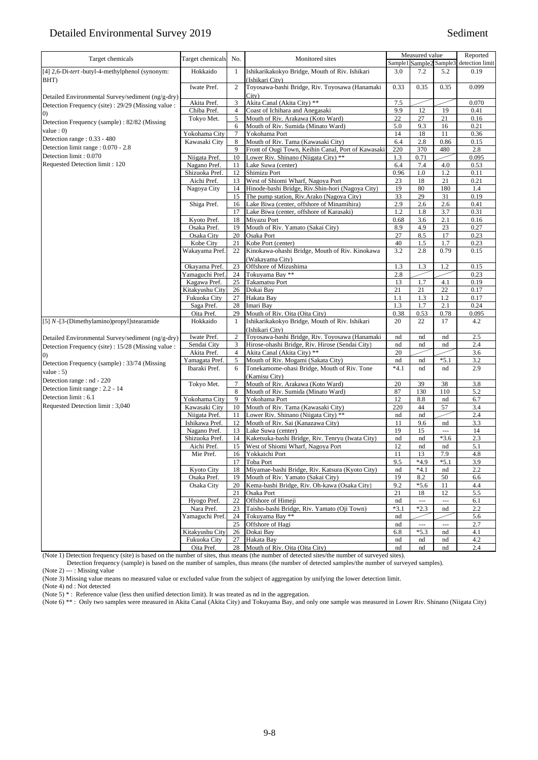# Detailed Environmental Survey 2019

Sediment

| Target chemicals | Target chemicals | No. | Monitored sites | Measured value | | | Reported detection limit |
|---|---|---|---|---|---|---|---|
| | | | | Sample1 | Sample2 | Sample3 | |
| [4] 2,6-Di-*tert*-butyl-4-methylphenol (synonym: BHT) | Hokkaido | 1 | Ishikarikakokyo Bridge, Mouth of Riv. Ishikari (Ishikari City) | 3.0 | 7.2 | 5.2 | 0.19 |
| | Iwate Pref. | 2 | Toyosawa-bashi Bridge, Riv. Toyosawa (Hanamaki City) | 0.33 | 0.35 | 0.35 | 0.099 |
| Detailed Environmental Survey/sediment (ng/g-dry) | Akita Pref. | 3 | Akita Canal (Akita City) ** | 7.5 | | | 0.070 |
| Detection Frequency (site) : 29/29 (Missing value : 0) | Chiba Pref. | 4 | Coast of Ichihara and Anegasaki | 9.9 | 12 | 19 | 0.41 |
| Detection Frequency (sample) : 82/82 (Missing value : 0) | Tokyo Met. | 5 | Mouth of Riv. Arakawa (Koto Ward) | 22 | 27 | 21 | 0.16 |
| | | 6 | Mouth of Riv. Sumida (Minato Ward) | 5.0 | 9.3 | 16 | 0.21 |
| Detection range : 0.33 - 480 | Yokohama City | 7 | Yokohama Port | 14 | 18 | 11 | 0.36 |
| Detection limit range : 0.070 - 2.8 | Kawasaki City | 8 | Mouth of Riv. Tama (Kawasaki City) | 6.4 | 2.8 | 0.86 | 0.15 |
| Detection limit : 0.070 | | 9 | Front of Ougi Town, Keihin Canal, Port of Kawasaki | 220 | 370 | 480 | 2.8 |
| Requested Detection limit : 120 | Niigata Pref. | 10 | Lower Riv. Shinano (Niigata City) ** | 1.3 | 0.71 | | 0.095 |
| | Nagano Pref. | 11 | Lake Suwa (center) | 6.4 | 7.4 | 4.0 | 0.53 |
| | Shizuoka Pref. | 12 | Shimizu Port | 0.96 | 1.0 | 1.2 | 0.11 |
| | Aichi Pref. | 13 | West of Shiomi Wharf, Nagoya Port | 23 | 18 | 21 | 0.21 |
| | Nagoya City | 14 | Hinode-bashi Bridge, Riv.Shin-hori (Nagoya City) | 19 | 80 | 180 | 1.4 |
| | | 15 | The pump station, Riv.Arako (Nagoya City) | 33 | 29 | 31 | 0.19 |
| | Shiga Pref. | 16 | Lake Biwa (center, offshore of Minamihira) | 2.9 | 2.6 | 2.6 | 0.41 |
| | | 17 | Lake Biwa (center, offshore of Karasaki) | 1.2 | 1.8 | 3.7 | 0.31 |
| | Kyoto Pref. | 18 | Miyazu Port | 0.68 | 3.6 | 2.1 | 0.16 |
| | Osaka Pref. | 19 | Mouth of Riv. Yamato (Sakai City) | 8.9 | 4.9 | 23 | 0.27 |
| | Osaka City | 20 | Osaka Port | 27 | 8.5 | 17 | 0.23 |
| | Kobe City | 21 | Kobe Port (center) | 40 | 1.5 | 1.7 | 0.23 |
| | Wakayama Pref. | 22 | Kinokawa-ohashi Bridge, Mouth of Riv. Kinokawa (Wakayama City) | 3.2 | 2.8 | 0.79 | 0.15 |
| | Okayama Pref. | 23 | Offshore of Mizushima | 1.3 | 1.3 | 1.2 | 0.15 |
| | Yamaguchi Pref. | 24 | Tokuyama Bay ** | 2.8 | | | 0.23 |
| | Kagawa Pref. | 25 | Takamatsu Port | 13 | 1.7 | 4.1 | 0.19 |
| | Kitakyushu City | 26 | Dokai Bay | 21 | 21 | 22 | 0.17 |
| | Fukuoka City | 27 | Hakata Bay | 1.1 | 1.3 | 1.2 | 0.17 |
| | Saga Pref. | 28 | Imari Bay | 1.3 | 1.7 | 2.1 | 0.24 |
| | Oita Pref. | 29 | Mouth of Riv. Oita (Oita City) | 0.38 | 0.53 | 0.78 | 0.095 |
| [5] *N*-[3-(Dimethylamino)propyl]stearamide | Hokkaido | 1 | Ishikarikakokyo Bridge, Mouth of Riv. Ishikari (Ishikari City) | 20 | 22 | 17 | 4.2 |
| Detailed Environmental Survey/sediment (ng/g-dry) | Iwate Pref. | 2 | Toyosawa-bashi Bridge, Riv. Toyosawa (Hanamaki | nd | nd | nd | 2.5 |
| Detection Frequency (site) : 15/28 (Missing value : 0) | Sendai City | 3 | Hirose-ohashi Bridge, Riv. Hirose (Sendai City) | nd | nd | nd | 2.4 |
| | Akita Pref. | 4 | Akita Canal (Akita City) ** | 20 | | | 3.6 |
| Detection Frequency (sample) : 33/74 (Missing value : 5) | Yamagata Pref. | 5 | Mouth of Riv. Mogami (Sakata City) | nd | nd | *5.1 | 3.2 |
| | Ibaraki Pref. | 6 | Tonekamome-ohasi Bridge, Mouth of Riv. Tone (Kamisu City) | *4.1 | nd | nd | 2.9 |
| Detection range : nd - 220 | Tokyo Met. | 7 | Mouth of Riv. Arakawa (Koto Ward) | 20 | 39 | 38 | 3.8 |
| Detection limit range : 2.2 - 14 | | 8 | Mouth of Riv. Sumida (Minato Ward) | 87 | 130 | 110 | 5.2 |
| Detection limit : 6.1 | Yokohama City | 9 | Yokohama Port | 12 | 8.8 | nd | 6.7 |
| Requested Detection limit : 3,040 | Kawasaki City | 10 | Mouth of Riv. Tama (Kawasaki City) | 220 | 44 | 57 | 3.4 |
| | Niigata Pref. | 11 | Lower Riv. Shinano (Niigata City) ** | nd | nd | | 2.4 |
| | Ishikawa Pref. | 12 | Mouth of Riv. Sai (Kanazawa City) | 11 | 9.6 | nd | 3.3 |
| | Nagano Pref. | 13 | Lake Suwa (center) | 19 | 15 | --- | 14 |
| | Shizuoka Pref. | 14 | Kaketsuka-bashi Bridge, Riv. Tenryu (Iwata City) | nd | nd | *3.6 | 2.3 |
| | Aichi Pref. | 15 | West of Shiomi Wharf, Nagoya Port | 12 | nd | nd | 5.1 |
| | Mie Pref. | 16 | Yokkaichi Port | 11 | 13 | 7.9 | 4.8 |
| | | 17 | Toba Port | 9.5 | *4.9 | *5.1 | 3.9 |
| | Kyoto City | 18 | Miyamae-bashi Bridge, Riv. Katsura (Kyoto City) | nd | *4.1 | nd | 2.2 |
| | Osaka Pref. | 19 | Mouth of Riv. Yamato (Sakai City) | 19 | 8.2 | 50 | 6.6 |
| | Osaka City | 20 | Kema-bashi Bridge, Riv. Oh-kawa (Osaka City) | 9.2 | *5.6 | 11 | 4.4 |
| | | 21 | Osaka Port | 21 | 18 | 12 | 5.5 |
| | Hyogo Pref. | 22 | Offshore of Himeji | nd | --- | --- | 6.1 |
| | Nara Pref. | 23 | Taisho-bashi Bridge, Riv. Yamato (Oji Town) | *3.1 | *2.3 | nd | 2.2 |
| | Yamaguchi Pref. | 24 | Tokuyama Bay ** | nd | | | 5.6 |
| | | 25 | Offshore of Hagi | nd | --- | --- | 2.7 |
| | Kitakyushu City | 26 | Dokai Bay | 6.8 | *5.3 | nd | 4.1 |
| | Fukuoka City | 27 | Hakata Bay | nd | nd | nd | 4.2 |
| | Oita Pref. | 28 | Mouth of Riv. Oita (Oita City) | nd | nd | nd | 2.4 |

(Note 1) Detection frequency (site) is based on the number of sites, thus means (the number of detected sites/the number of surveyed sites).
Detection frequency (sample) is based on the number of samples, thus means (the number of detected samples/the number of surveyed samples).

(Note 2) --- : Missing value

(Note 3) Missing value means no measured value or excluded value from the subject of aggregation by unifying the lower detection limit.

(Note 4) nd : Not detected

(Note 5) * : Reference value (less then unified detection limit). It was treated as nd in the aggregation.

(Note 6) ** : Only two samples were measured in Akita Canal (Akita City) and Tokuyama Bay, and only one sample was measured in Lower Riv. Shinano (Niigata City)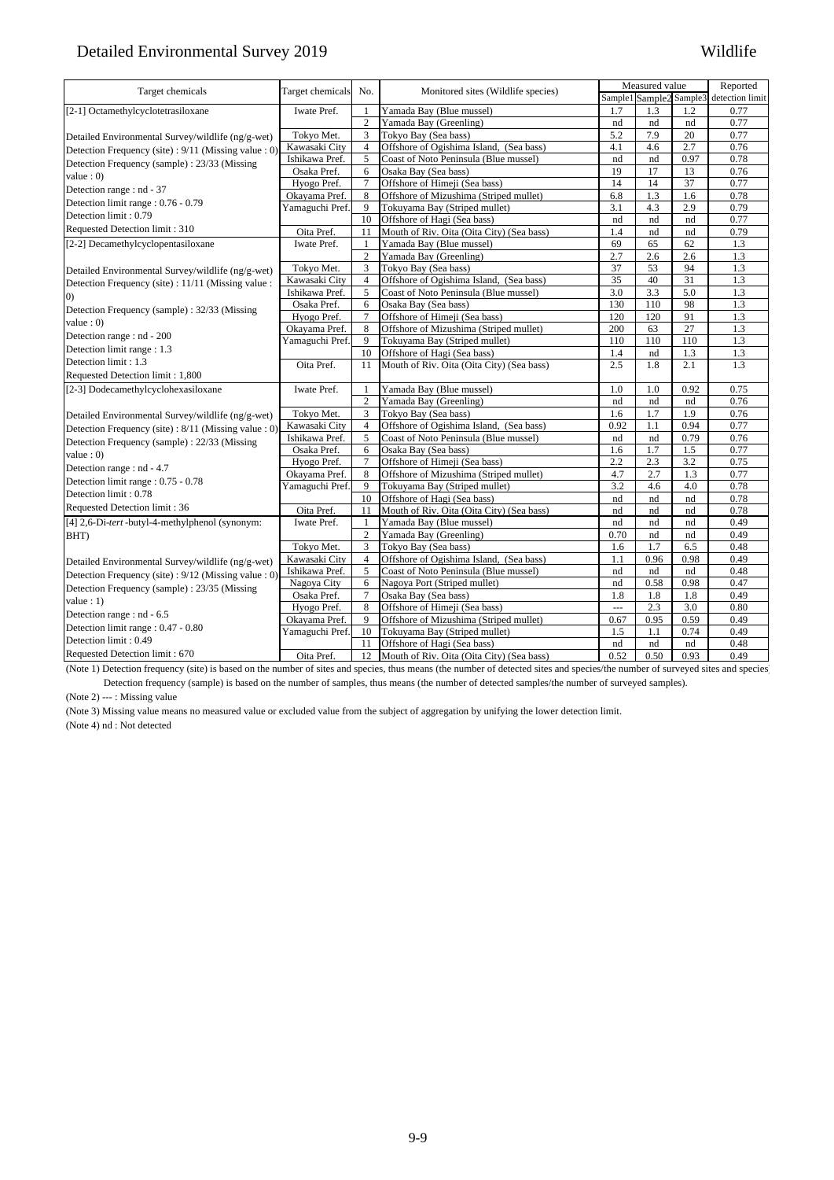# Detailed Environmental Survey 2019

Wildlife

| Target chemicals | Target chemicals | No. | Monitored sites (Wildlife species) | Measured value | | | Reported |
|---|---|---|---|---|---|---|---|
| | | | | Sample1 | Sample2 | Sample3 | detection limit |
| [2-1] Octamethylcyclotetrasiloxane | Iwate Pref. | 1 | Yamada Bay (Blue mussel) | 1.7 | 1.3 | 1.2 | 0.77 |
| | | 2 | Yamada Bay (Greenling) | nd | nd | nd | 0.77 |
| Detailed Environmental Survey/wildlife (ng/g-wet) | Tokyo Met. | 3 | Tokyo Bay (Sea bass) | 5.2 | 7.9 | 20 | 0.77 |
| Detection Frequency (site) : 9/11 (Missing value : 0) | Kawasaki City | 4 | Offshore of Ogishima Island, (Sea bass) | 4.1 | 4.6 | 2.7 | 0.76 |
| Detection Frequency (sample) : 23/33 (Missing value : 0) | Ishikawa Pref. | 5 | Coast of Noto Peninsula (Blue mussel) | nd | nd | 0.97 | 0.78 |
| | Osaka Pref. | 6 | Osaka Bay (Sea bass) | 19 | 17 | 13 | 0.76 |
| Detection range : nd - 37 | Hyogo Pref. | 7 | Offshore of Himeji (Sea bass) | 14 | 14 | 37 | 0.77 |
| Detection limit range : 0.76 - 0.79 | Okayama Pref. | 8 | Offshore of Mizushima (Striped mullet) | 6.8 | 1.3 | 1.6 | 0.78 |
| Detection limit : 0.79 | Yamaguchi Pref. | 9 | Tokuyama Bay (Striped mullet) | 3.1 | 4.3 | 2.9 | 0.79 |
| Requested Detection limit : 310 | | 10 | Offshore of Hagi (Sea bass) | nd | nd | nd | 0.77 |
| | Oita Pref. | 11 | Mouth of Riv. Oita (Oita City) (Sea bass) | 1.4 | nd | nd | 0.79 |
| [2-2] Decamethylcyclopentasiloxane | Iwate Pref. | 1 | Yamada Bay (Blue mussel) | 69 | 65 | 62 | 1.3 |
| | | 2 | Yamada Bay (Greenling) | 2.7 | 2.6 | 2.6 | 1.3 |
| Detailed Environmental Survey/wildlife (ng/g-wet) | Tokyo Met. | 3 | Tokyo Bay (Sea bass) | 37 | 53 | 94 | 1.3 |
| Detection Frequency (site) : 11/11 (Missing value : 0) | Kawasaki City | 4 | Offshore of Ogishima Island, (Sea bass) | 35 | 40 | 31 | 1.3 |
| | Ishikawa Pref. | 5 | Coast of Noto Peninsula (Blue mussel) | 3.0 | 3.3 | 5.0 | 1.3 |
| Detection Frequency (sample) : 32/33 (Missing value : 0) | Osaka Pref. | 6 | Osaka Bay (Sea bass) | 130 | 110 | 98 | 1.3 |
| | Hyogo Pref. | 7 | Offshore of Himeji (Sea bass) | 120 | 120 | 91 | 1.3 |
| Detection range : nd - 200 | Okayama Pref. | 8 | Offshore of Mizushima (Striped mullet) | 200 | 63 | 27 | 1.3 |
| Detection limit range : 1.3 | Yamaguchi Pref. | 9 | Tokuyama Bay (Striped mullet) | 110 | 110 | 110 | 1.3 |
| Detection limit : 1.3 | | 10 | Offshore of Hagi (Sea bass) | 1.4 | nd | 1.3 | 1.3 |
| Requested Detection limit : 1,800 | Oita Pref. | 11 | Mouth of Riv. Oita (Oita City) (Sea bass) | 2.5 | 1.8 | 2.1 | 1.3 |
| [2-3] Dodecamethylcyclohexasiloxane | Iwate Pref. | 1 | Yamada Bay (Blue mussel) | 1.0 | 1.0 | 0.92 | 0.75 |
| | | 2 | Yamada Bay (Greenling) | nd | nd | nd | 0.76 |
| Detailed Environmental Survey/wildlife (ng/g-wet) | Tokyo Met. | 3 | Tokyo Bay (Sea bass) | 1.6 | 1.7 | 1.9 | 0.76 |
| Detection Frequency (site) : 8/11 (Missing value : 0) | Kawasaki City | 4 | Offshore of Ogishima Island, (Sea bass) | 0.92 | 1.1 | 0.94 | 0.77 |
| Detection Frequency (sample) : 22/33 (Missing value : 0) | Ishikawa Pref. | 5 | Coast of Noto Peninsula (Blue mussel) | nd | nd | 0.79 | 0.76 |
| | Osaka Pref. | 6 | Osaka Bay (Sea bass) | 1.6 | 1.7 | 1.5 | 0.77 |
| Detection range : nd - 4.7 | Hyogo Pref. | 7 | Offshore of Himeji (Sea bass) | 2.2 | 2.3 | 3.2 | 0.75 |
| Detection limit range : 0.75 - 0.78 | Okayama Pref. | 8 | Offshore of Mizushima (Striped mullet) | 4.7 | 2.7 | 1.3 | 0.77 |
| Detection limit : 0.78 | Yamaguchi Pref. | 9 | Tokuyama Bay (Striped mullet) | 3.2 | 4.6 | 4.0 | 0.78 |
| Requested Detection limit : 36 | | 10 | Offshore of Hagi (Sea bass) | nd | nd | nd | 0.78 |
| | Oita Pref. | 11 | Mouth of Riv. Oita (Oita City) (Sea bass) | nd | nd | nd | 0.78 |
| [4] 2,6-Di-*tert*-butyl-4-methylphenol (synonym: BHT) | Iwate Pref. | 1 | Yamada Bay (Blue mussel) | nd | nd | nd | 0.49 |
| | | 2 | Yamada Bay (Greenling) | 0.70 | nd | nd | 0.49 |
| | Tokyo Met. | 3 | Tokyo Bay (Sea bass) | 1.6 | 1.7 | 6.5 | 0.48 |
| Detailed Environmental Survey/wildlife (ng/g-wet) | Kawasaki City | 4 | Offshore of Ogishima Island, (Sea bass) | 1.1 | 0.96 | 0.98 | 0.49 |
| Detection Frequency (site) : 9/12 (Missing value : 0) | Ishikawa Pref. | 5 | Coast of Noto Peninsula (Blue mussel) | nd | nd | nd | 0.48 |
| Detection Frequency (sample) : 23/35 (Missing value : 1) | Nagoya City | 6 | Nagoya Port (Striped mullet) | nd | 0.58 | 0.98 | 0.47 |
| | Osaka Pref. | 7 | Osaka Bay (Sea bass) | 1.8 | 1.8 | 1.8 | 0.49 |
| Detection range : nd - 6.5 | Hyogo Pref. | 8 | Offshore of Himeji (Sea bass) | --- | 2.3 | 3.0 | 0.80 |
| Detection limit range : 0.47 - 0.80 | Okayama Pref. | 9 | Offshore of Mizushima (Striped mullet) | 0.67 | 0.95 | 0.59 | 0.49 |
| Detection limit : 0.49 | Yamaguchi Pref. | 10 | Tokuyama Bay (Striped mullet) | 1.5 | 1.1 | 0.74 | 0.49 |
| Requested Detection limit : 670 | | 11 | Offshore of Hagi (Sea bass) | nd | nd | nd | 0.48 |
| | Oita Pref. | 12 | Mouth of Riv. Oita (Oita City) (Sea bass) | 0.52 | 0.50 | 0.93 | 0.49 |

(Note 1) Detection frequency (site) is based on the number of sites and species, thus means (the number of detected sites and species/the number of surveyed sites and species)
Detection frequency (sample) is based on the number of samples, thus means (the number of detected samples/the number of surveyed samples).

(Note 2) --- : Missing value

(Note 3) Missing value means no measured value or excluded value from the subject of aggregation by unifying the lower detection limit.

(Note 4) nd : Not detected